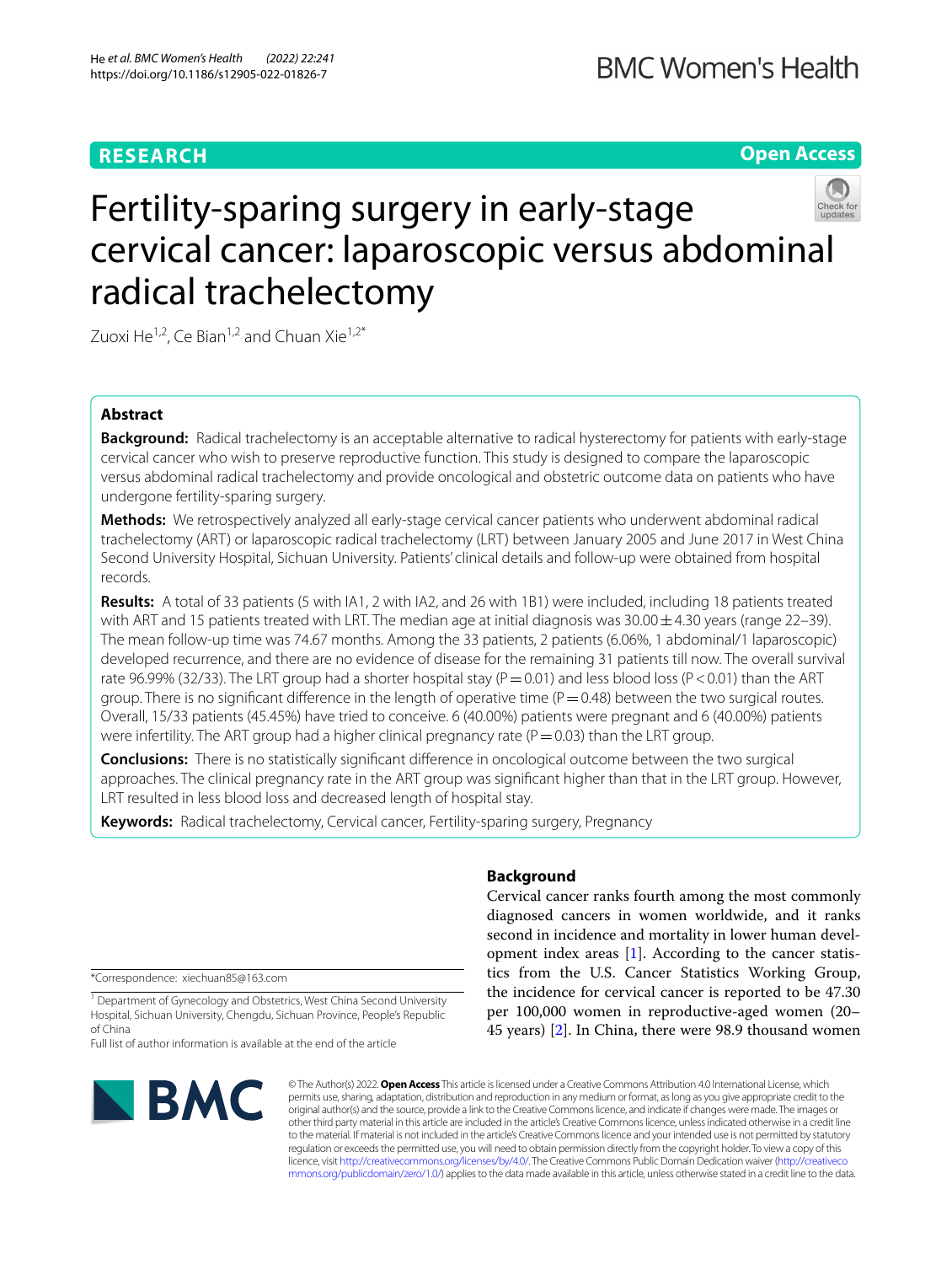**RESEARCH** **Open Access**

# Fertility-sparing surgery in early-stage cervical cancer: laparoscopic versus abdominal radical trachelectomy

Zuoxi He[1,2], Ce Bian[1,2] and Chuan Xie[1,2*]

## Abstract

**Background:** Radical trachelectomy is an acceptable alternative to radical hysterectomy for patients with early-stage cervical cancer who wish to preserve reproductive function. This study is designed to compare the laparoscopic versus abdominal radical trachelectomy and provide oncological and obstetric outcome data on patients who have undergone fertility-sparing surgery.

**Methods:** We retrospectively analyzed all early-stage cervical cancer patients who underwent abdominal radical trachelectomy (ART) or laparoscopic radical trachelectomy (LRT) between January 2005 and June 2017 in West China Second University Hospital, Sichuan University. Patients' clinical details and follow-up were obtained from hospital records.

**Results:** A total of 33 patients (5 with IA1, 2 with IA2, and 26 with 1B1) were included, including 18 patients treated with ART and 15 patients treated with LRT. The median age at initial diagnosis was 30.00 ± 4.30 years (range 22–39). The mean follow-up time was 74.67 months. Among the 33 patients, 2 patients (6.06%, 1 abdominal/1 laparoscopic) developed recurrence, and there are no evidence of disease for the remaining 31 patients till now. The overall survival rate 96.99% (32/33). The LRT group had a shorter hospital stay (P = 0.01) and less blood loss (P < 0.01) than the ART group. There is no significant difference in the length of operative time (P = 0.48) between the two surgical routes. Overall, 15/33 patients (45.45%) have tried to conceive. 6 (40.00%) patients were pregnant and 6 (40.00%) patients were infertility. The ART group had a higher clinical pregnancy rate (P = 0.03) than the LRT group.

**Conclusions:** There is no statistically significant difference in oncological outcome between the two surgical approaches. The clinical pregnancy rate in the ART group was significant higher than that in the LRT group. However, LRT resulted in less blood loss and decreased length of hospital stay.

**Keywords:** Radical trachelectomy, Cervical cancer, Fertility-sparing surgery, Pregnancy

## Background

Cervical cancer ranks fourth among the most commonly diagnosed cancers in women worldwide, and it ranks second in incidence and mortality in lower human development index areas [1]. According to the cancer statistics from the U.S. Cancer Statistics Working Group, the incidence for cervical cancer is reported to be 47.30 per 100,000 women in reproductive-aged women (20–45 years) [2]. In China, there were 98.9 thousand women

*Correspondence: xiechuan85@163.com

[1] Department of Gynecology and Obstetrics, West China Second University Hospital, Sichuan University, Chengdu, Sichuan Province, People's Republic of China

Full list of author information is available at the end of the article

© The Author(s) 2022. **Open Access** This article is licensed under a Creative Commons Attribution 4.0 International License, which permits use, sharing, adaptation, distribution and reproduction in any medium or format, as long as you give appropriate credit to the original author(s) and the source, provide a link to the Creative Commons licence, and indicate if changes were made. The images or other third party material in this article are included in the article's Creative Commons licence, unless indicated otherwise in a credit line to the material. If material is not included in the article's Creative Commons licence and your intended use is not permitted by statutory regulation or exceeds the permitted use, you will need to obtain permission directly from the copyright holder. To view a copy of this licence, visit http://creativecommons.org/licenses/by/4.0/. The Creative Commons Public Domain Dedication waiver (http://creativecommons.org/publicdomain/zero/1.0/) applies to the data made available in this article, unless otherwise stated in a credit line to the data.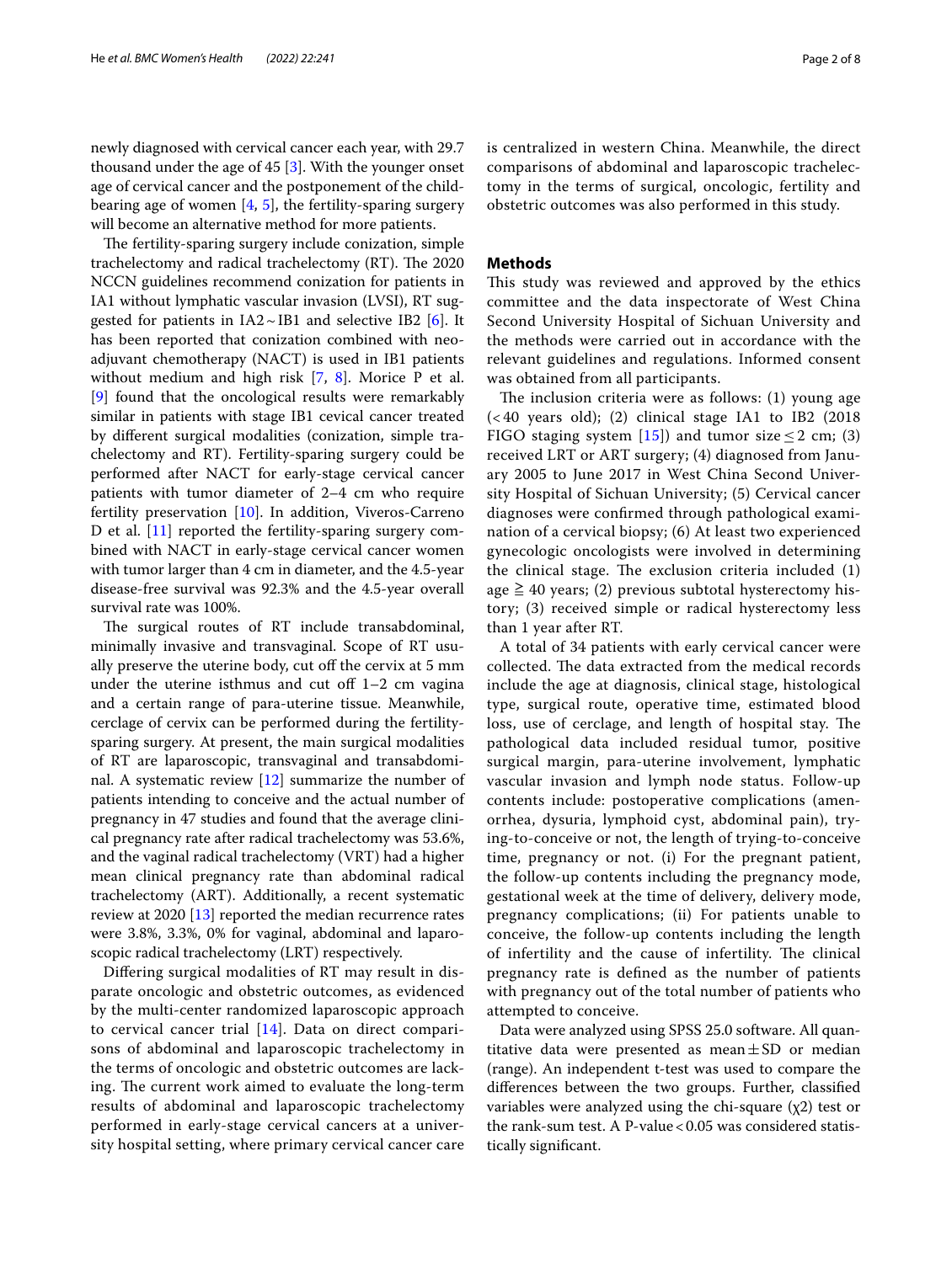newly diagnosed with cervical cancer each year, with 29.7 thousand under the age of 45 [3]. With the younger onset age of cervical cancer and the postponement of the childbearing age of women [4, 5], the fertility-sparing surgery will become an alternative method for more patients.

The fertility-sparing surgery include conization, simple trachelectomy and radical trachelectomy (RT). The 2020 NCCN guidelines recommend conization for patients in IA1 without lymphatic vascular invasion (LVSI), RT suggested for patients in IA2 ~ IB1 and selective IB2 [6]. It has been reported that conization combined with neoadjuvant chemotherapy (NACT) is used in IB1 patients without medium and high risk [7, 8]. Morice P et al. [9] found that the oncological results were remarkably similar in patients with stage IB1 cevical cancer treated by different surgical modalities (conization, simple trachelectomy and RT). Fertility-sparing surgery could be performed after NACT for early-stage cervical cancer patients with tumor diameter of 2–4 cm who require fertility preservation [10]. In addition, Viveros-Carreno D et al. [11] reported the fertility-sparing surgery combined with NACT in early-stage cervical cancer women with tumor larger than 4 cm in diameter, and the 4.5-year disease-free survival was 92.3% and the 4.5-year overall survival rate was 100%.

The surgical routes of RT include transabdominal, minimally invasive and transvaginal. Scope of RT usually preserve the uterine body, cut off the cervix at 5 mm under the uterine isthmus and cut off 1–2 cm vagina and a certain range of para-uterine tissue. Meanwhile, cerclage of cervix can be performed during the fertility-sparing surgery. At present, the main surgical modalities of RT are laparoscopic, transvaginal and transabdominal. A systematic review [12] summarize the number of patients intending to conceive and the actual number of pregnancy in 47 studies and found that the average clinical pregnancy rate after radical trachelectomy was 53.6%, and the vaginal radical trachelectomy (VRT) had a higher mean clinical pregnancy rate than abdominal radical trachelectomy (ART). Additionally, a recent systematic review at 2020 [13] reported the median recurrence rates were 3.8%, 3.3%, 0% for vaginal, abdominal and laparoscopic radical trachelectomy (LRT) respectively.

Differing surgical modalities of RT may result in disparate oncologic and obstetric outcomes, as evidenced by the multi-center randomized laparoscopic approach to cervical cancer trial [14]. Data on direct comparisons of abdominal and laparoscopic trachelectomy in the terms of oncologic and obstetric outcomes are lacking. The current work aimed to evaluate the long-term results of abdominal and laparoscopic trachelectomy performed in early-stage cervical cancers at a university hospital setting, where primary cervical cancer care is centralized in western China. Meanwhile, the direct comparisons of abdominal and laparoscopic trachelectomy in the terms of surgical, oncologic, fertility and obstetric outcomes was also performed in this study.

## Methods

This study was reviewed and approved by the ethics committee and the data inspectorate of West China Second University Hospital of Sichuan University and the methods were carried out in accordance with the relevant guidelines and regulations. Informed consent was obtained from all participants.

The inclusion criteria were as follows: (1) young age (< 40 years old); (2) clinical stage IA1 to IB2 (2018 FIGO staging system [15]) and tumor size ≤ 2 cm; (3) received LRT or ART surgery; (4) diagnosed from January 2005 to June 2017 in West China Second University Hospital of Sichuan University; (5) Cervical cancer diagnoses were confirmed through pathological examination of a cervical biopsy; (6) At least two experienced gynecologic oncologists were involved in determining the clinical stage. The exclusion criteria included (1) age ≧ 40 years; (2) previous subtotal hysterectomy history; (3) received simple or radical hysterectomy less than 1 year after RT.

A total of 34 patients with early cervical cancer were collected. The data extracted from the medical records include the age at diagnosis, clinical stage, histological type, surgical route, operative time, estimated blood loss, use of cerclage, and length of hospital stay. The pathological data included residual tumor, positive surgical margin, para-uterine involvement, lymphatic vascular invasion and lymph node status. Follow-up contents include: postoperative complications (amenorrhea, dysuria, lymphoid cyst, abdominal pain), trying-to-conceive or not, the length of trying-to-conceive time, pregnancy or not. (i) For the pregnant patient, the follow-up contents including the pregnancy mode, gestational week at the time of delivery, delivery mode, pregnancy complications; (ii) For patients unable to conceive, the follow-up contents including the length of infertility and the cause of infertility. The clinical pregnancy rate is defined as the number of patients with pregnancy out of the total number of patients who attempted to conceive.

Data were analyzed using SPSS 25.0 software. All quantitative data were presented as mean ± SD or median (range). An independent t-test was used to compare the differences between the two groups. Further, classified variables were analyzed using the chi-square ($\chi^2$) test or the rank-sum test. A P-value < 0.05 was considered statistically significant.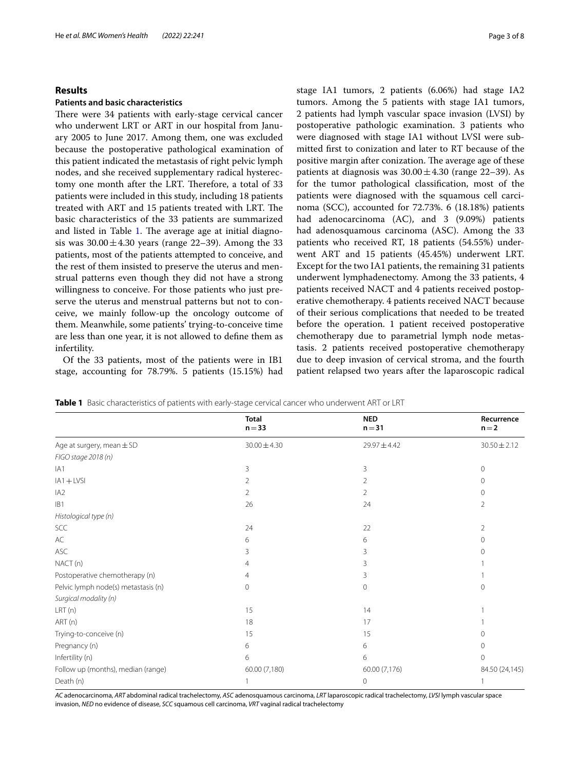## Results

### Patients and basic characteristics

There were 34 patients with early-stage cervical cancer who underwent LRT or ART in our hospital from January 2005 to June 2017. Among them, one was excluded because the postoperative pathological examination of this patient indicated the metastasis of right pelvic lymph nodes, and she received supplementary radical hysterectomy one month after the LRT. Therefore, a total of 33 patients were included in this study, including 18 patients treated with ART and 15 patients treated with LRT. The basic characteristics of the 33 patients are summarized and listed in Table 1. The average age at initial diagnosis was $30.00 \pm 4.30$ years (range 22–39). Among the 33 patients, most of the patients attempted to conceive, and the rest of them insisted to preserve the uterus and menstrual patterns even though they did not have a strong willingness to conceive. For those patients who just preserve the uterus and menstrual patterns but not to conceive, we mainly follow-up the oncology outcome of them. Meanwhile, some patients' trying-to-conceive time are less than one year, it is not allowed to define them as infertility.

Of the 33 patients, most of the patients were in IB1 stage, accounting for 78.79%. 5 patients (15.15%) had stage IA1 tumors, 2 patients (6.06%) had stage IA2 tumors. Among the 5 patients with stage IA1 tumors, 2 patients had lymph vascular space invasion (LVSI) by postoperative pathologic examination. 3 patients who were diagnosed with stage IA1 without LVSI were submitted first to conization and later to RT because of the positive margin after conization. The average age of these patients at diagnosis was $30.00 \pm 4.30$ (range 22–39). As for the tumor pathological classification, most of the patients were diagnosed with the squamous cell carcinoma (SCC), accounted for 72.73%. 6 (18.18%) patients had adenocarcinoma (AC), and 3 (9.09%) patients had adenosquamous carcinoma (ASC). Among the 33 patients who received RT, 18 patients (54.55%) underwent ART and 15 patients (45.45%) underwent LRT. Except for the two IA1 patients, the remaining 31 patients underwent lymphadenectomy. Among the 33 patients, 4 patients received NACT and 4 patients received postoperative chemotherapy. 4 patients received NACT because of their serious complications that needed to be treated before the operation. 1 patient received postoperative chemotherapy due to parametrial lymph node metastasis. 2 patients received postoperative chemotherapy due to deep invasion of cervical stroma, and the fourth patient relapsed two years after the laparoscopic radical

**Table 1** Basic characteristics of patients with early-stage cervical cancer who underwent ART or LRT

| | Total n = 33 | NED n = 31 | Recurrence n = 2 |
|---|---|---|---|
| Age at surgery, mean ± SD | 30.00 ± 4.30 | 29.97 ± 4.42 | 30.50 ± 2.12 |
| *FIGO stage 2018 (n)* | | | |
| IA1 | 3 | 3 | 0 |
| IA1 + LVSI | 2 | 2 | 0 |
| IA2 | 2 | 2 | 0 |
| IB1 | 26 | 24 | 2 |
| *Histological type (n)* | | | |
| SCC | 24 | 22 | 2 |
| AC | 6 | 6 | 0 |
| ASC | 3 | 3 | 0 |
| NACT (n) | 4 | 3 | 1 |
| Postoperative chemotherapy (n) | 4 | 3 | 1 |
| Pelvic lymph node(s) metastasis (n) | 0 | 0 | 0 |
| *Surgical modality (n)* | | | |
| LRT (n) | 15 | 14 | 1 |
| ART (n) | 18 | 17 | 1 |
| Trying-to-conceive (n) | 15 | 15 | 0 |
| Pregnancy (n) | 6 | 6 | 0 |
| Infertility (n) | 6 | 6 | 0 |
| Follow up (months), median (range) | 60.00 (7,180) | 60.00 (7,176) | 84.50 (24,145) |
| Death (n) | 1 | 0 | 1 |

*AC* adenocarcinoma, *ART* abdominal radical trachelectomy, *ASC* adenosquamous carcinoma, *LRT* laparoscopic radical trachelectomy, *LVSI* lymph vascular space invasion, *NED* no evidence of disease, *SCC* squamous cell carcinoma, *VRT* vaginal radical trachelectomy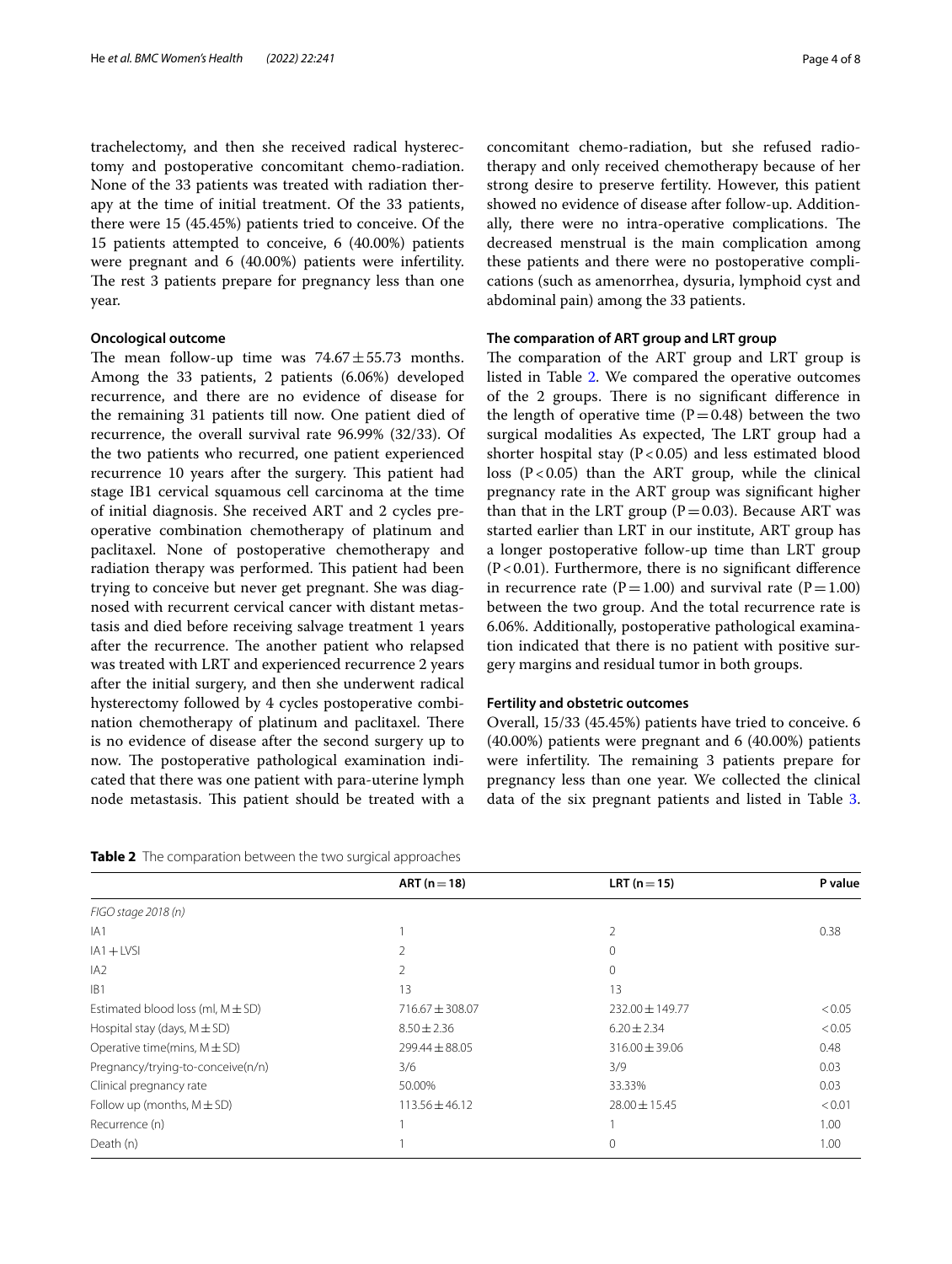trachelectomy, and then she received radical hysterectomy and postoperative concomitant chemo-radiation. None of the 33 patients was treated with radiation therapy at the time of initial treatment. Of the 33 patients, there were 15 (45.45%) patients tried to conceive. Of the 15 patients attempted to conceive, 6 (40.00%) patients were pregnant and 6 (40.00%) patients were infertility. The rest 3 patients prepare for pregnancy less than one year.

### Oncological outcome

The mean follow-up time was 74.67 ± 55.73 months. Among the 33 patients, 2 patients (6.06%) developed recurrence, and there are no evidence of disease for the remaining 31 patients till now. One patient died of recurrence, the overall survival rate 96.99% (32/33). Of the two patients who recurred, one patient experienced recurrence 10 years after the surgery. This patient had stage IB1 cervical squamous cell carcinoma at the time of initial diagnosis. She received ART and 2 cycles preoperative combination chemotherapy of platinum and paclitaxel. None of postoperative chemotherapy and radiation therapy was performed. This patient had been trying to conceive but never get pregnant. She was diagnosed with recurrent cervical cancer with distant metastasis and died before receiving salvage treatment 1 years after the recurrence. The another patient who relapsed was treated with LRT and experienced recurrence 2 years after the initial surgery, and then she underwent radical hysterectomy followed by 4 cycles postoperative combination chemotherapy of platinum and paclitaxel. There is no evidence of disease after the second surgery up to now. The postoperative pathological examination indicated that there was one patient with para-uterine lymph node metastasis. This patient should be treated with a concomitant chemo-radiation, but she refused radiotherapy and only received chemotherapy because of her strong desire to preserve fertility. However, this patient showed no evidence of disease after follow-up. Additionally, there were no intra-operative complications. The decreased menstrual is the main complication among these patients and there were no postoperative complications (such as amenorrhea, dysuria, lymphoid cyst and abdominal pain) among the 33 patients.

### The comparation of ART group and LRT group

The comparation of the ART group and LRT group is listed in Table 2. We compared the operative outcomes of the 2 groups. There is no significant difference in the length of operative time (P = 0.48) between the two surgical modalities As expected, The LRT group had a shorter hospital stay (P < 0.05) and less estimated blood loss (P < 0.05) than the ART group, while the clinical pregnancy rate in the ART group was significant higher than that in the LRT group (P = 0.03). Because ART was started earlier than LRT in our institute, ART group has a longer postoperative follow-up time than LRT group (P < 0.01). Furthermore, there is no significant difference in recurrence rate (P = 1.00) and survival rate (P = 1.00) between the two group. And the total recurrence rate is 6.06%. Additionally, postoperative pathological examination indicated that there is no patient with positive surgery margins and residual tumor in both groups.

### Fertility and obstetric outcomes

Overall, 15/33 (45.45%) patients have tried to conceive. 6 (40.00%) patients were pregnant and 6 (40.00%) patients were infertility. The remaining 3 patients prepare for pregnancy less than one year. We collected the clinical data of the six pregnant patients and listed in Table 3.

**Table 2** The comparation between the two surgical approaches

| | ART (n = 18) | LRT (n = 15) | P value |
|---|---|---|---|
| *FIGO stage 2018 (n)* | | | |
| IA1 | 1 | 2 | 0.38 |
| IA1 + LVSI | 2 | 0 | |
| IA2 | 2 | 0 | |
| IB1 | 13 | 13 | |
| Estimated blood loss (ml, M ± SD) | 716.67 ± 308.07 | 232.00 ± 149.77 | < 0.05 |
| Hospital stay (days, M ± SD) | 8.50 ± 2.36 | 6.20 ± 2.34 | < 0.05 |
| Operative time(mins, M ± SD) | 299.44 ± 88.05 | 316.00 ± 39.06 | 0.48 |
| Pregnancy/trying-to-conceive(n/n) | 3/6 | 3/9 | 0.03 |
| Clinical pregnancy rate | 50.00% | 33.33% | 0.03 |
| Follow up (months, M ± SD) | 113.56 ± 46.12 | 28.00 ± 15.45 | < 0.01 |
| Recurrence (n) | 1 | 1 | 1.00 |
| Death (n) | 1 | 0 | 1.00 |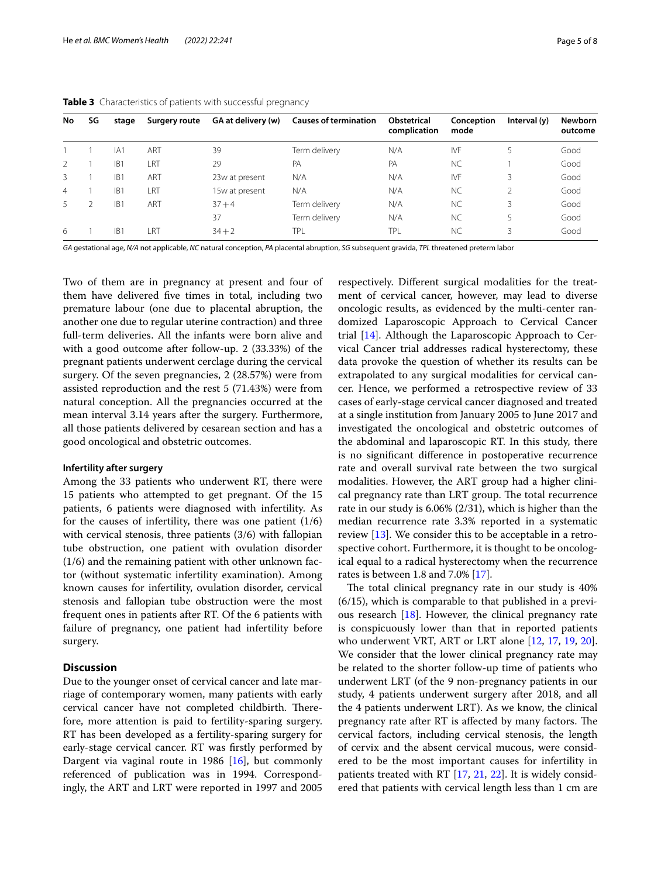**Table 3** Characteristics of patients with successful pregnancy

| No | SG | stage | Surgery route | GA at delivery (w) | Causes of termination | Obstetrical complication | Conception mode | Interval (y) | Newborn outcome |
|---|---|---|---|---|---|---|---|---|---|
| 1 | 1 | IA1 | ART | 39 | Term delivery | N/A | IVF | 5 | Good |
| 2 | 1 | IB1 | LRT | 29 | PA | PA | NC | 1 | Good |
| 3 | 1 | IB1 | ART | 23w at present | N/A | N/A | IVF | 3 | Good |
| 4 | 1 | IB1 | LRT | 15w at present | N/A | N/A | NC | 2 | Good |
| 5 | 2 | IB1 | ART | 37+4 | Term delivery | N/A | NC | 3 | Good |
| | | | | 37 | Term delivery | N/A | NC | 5 | Good |
| 6 | 1 | IB1 | LRT | 34+2 | TPL | TPL | NC | 3 | Good |

*GA* gestational age, *N/A* not applicable, *NC* natural conception, *PA* placental abruption, *SG* subsequent gravida, *TPL* threatened preterm labor

Two of them are in pregnancy at present and four of them have delivered five times in total, including two premature labour (one due to placental abruption, the another one due to regular uterine contraction) and three full-term deliveries. All the infants were born alive and with a good outcome after follow-up. 2 (33.33%) of the pregnant patients underwent cerclage during the cervical surgery. Of the seven pregnancies, 2 (28.57%) were from assisted reproduction and the rest 5 (71.43%) were from natural conception. All the pregnancies occurred at the mean interval 3.14 years after the surgery. Furthermore, all those patients delivered by cesarean section and has a good oncological and obstetric outcomes.

#### Infertility after surgery

Among the 33 patients who underwent RT, there were 15 patients who attempted to get pregnant. Of the 15 patients, 6 patients were diagnosed with infertility. As for the causes of infertility, there was one patient (1/6) with cervical stenosis, three patients (3/6) with fallopian tube obstruction, one patient with ovulation disorder (1/6) and the remaining patient with other unknown factor (without systematic infertility examination). Among known causes for infertility, ovulation disorder, cervical stenosis and fallopian tube obstruction were the most frequent ones in patients after RT. Of the 6 patients with failure of pregnancy, one patient had infertility before surgery.

## Discussion

Due to the younger onset of cervical cancer and late marriage of contemporary women, many patients with early cervical cancer have not completed childbirth. Therefore, more attention is paid to fertility-sparing surgery. RT has been developed as a fertility-sparing surgery for early-stage cervical cancer. RT was firstly performed by Dargent via vaginal route in 1986 [16], but commonly referenced of publication was in 1994. Correspondingly, the ART and LRT were reported in 1997 and 2005 respectively. Different surgical modalities for the treatment of cervical cancer, however, may lead to diverse oncologic results, as evidenced by the multi-center randomized Laparoscopic Approach to Cervical Cancer trial [14]. Although the Laparoscopic Approach to Cervical Cancer trial addresses radical hysterectomy, these data provoke the question of whether its results can be extrapolated to any surgical modalities for cervical cancer. Hence, we performed a retrospective review of 33 cases of early-stage cervical cancer diagnosed and treated at a single institution from January 2005 to June 2017 and investigated the oncological and obstetric outcomes of the abdominal and laparoscopic RT. In this study, there is no significant difference in postoperative recurrence rate and overall survival rate between the two surgical modalities. However, the ART group had a higher clinical pregnancy rate than LRT group. The total recurrence rate in our study is 6.06% (2/31), which is higher than the median recurrence rate 3.3% reported in a systematic review [13]. We consider this to be acceptable in a retrospective cohort. Furthermore, it is thought to be oncological equal to a radical hysterectomy when the recurrence rates is between 1.8 and 7.0% [17].

The total clinical pregnancy rate in our study is 40% (6/15), which is comparable to that published in a previous research [18]. However, the clinical pregnancy rate is conspicuously lower than that in reported patients who underwent VRT, ART or LRT alone [12, 17, 19, 20]. We consider that the lower clinical pregnancy rate may be related to the shorter follow-up time of patients who underwent LRT (of the 9 non-pregnancy patients in our study, 4 patients underwent surgery after 2018, and all the 4 patients underwent LRT). As we know, the clinical pregnancy rate after RT is affected by many factors. The cervical factors, including cervical stenosis, the length of cervix and the absent cervical mucous, were considered to be the most important causes for infertility in patients treated with RT [17, 21, 22]. It is widely considered that patients with cervical length less than 1 cm are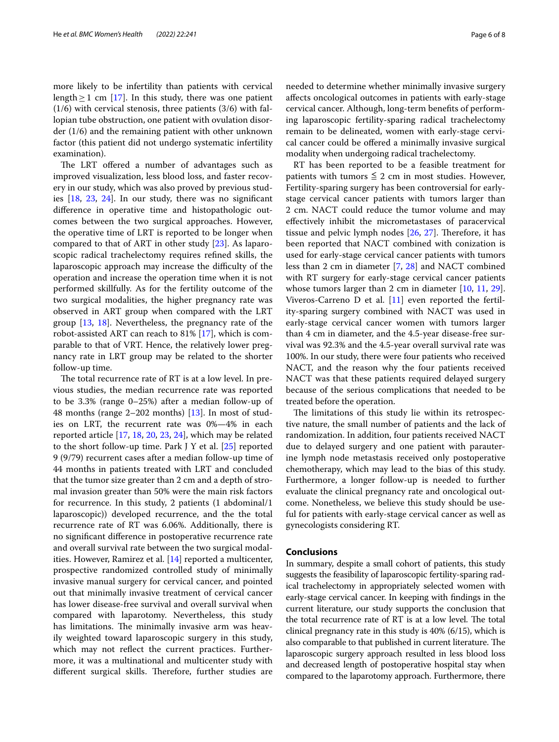more likely to be infertility than patients with cervical length ≥ 1 cm [17]. In this study, there was one patient (1/6) with cervical stenosis, three patients (3/6) with fallopian tube obstruction, one patient with ovulation disorder (1/6) and the remaining patient with other unknown factor (this patient did not undergo systematic infertility examination).

The LRT offered a number of advantages such as improved visualization, less blood loss, and faster recovery in our study, which was also proved by previous studies [18, 23, 24]. In our study, there was no significant difference in operative time and histopathologic outcomes between the two surgical approaches. However, the operative time of LRT is reported to be longer when compared to that of ART in other study [23]. As laparoscopic radical trachelectomy requires refined skills, the laparoscopic approach may increase the difficulty of the operation and increase the operation time when it is not performed skillfully. As for the fertility outcome of the two surgical modalities, the higher pregnancy rate was observed in ART group when compared with the LRT group [13, 18]. Nevertheless, the pregnancy rate of the robot-assisted ART can reach to 81% [17], which is comparable to that of VRT. Hence, the relatively lower pregnancy rate in LRT group may be related to the shorter follow-up time.

The total recurrence rate of RT is at a low level. In previous studies, the median recurrence rate was reported to be 3.3% (range 0–25%) after a median follow-up of 48 months (range 2–202 months) [13]. In most of studies on LRT, the recurrent rate was 0%—4% in each reported article [17, 18, 20, 23, 24], which may be related to the short follow-up time. Park J Y et al. [25] reported 9 (9/79) recurrent cases after a median follow-up time of 44 months in patients treated with LRT and concluded that the tumor size greater than 2 cm and a depth of stromal invasion greater than 50% were the main risk factors for recurrence. In this study, 2 patients (1 abdominal/1 laparoscopic)) developed recurrence, and the the total recurrence rate of RT was 6.06%. Additionally, there is no significant difference in postoperative recurrence rate and overall survival rate between the two surgical modalities. However, Ramirez et al. [14] reported a multicenter, prospective randomized controlled study of minimally invasive manual surgery for cervical cancer, and pointed out that minimally invasive treatment of cervical cancer has lower disease-free survival and overall survival when compared with laparotomy. Nevertheless, this study has limitations. The minimally invasive arm was heavily weighted toward laparoscopic surgery in this study, which may not reflect the current practices. Furthermore, it was a multinational and multicenter study with different surgical skills. Therefore, further studies are needed to determine whether minimally invasive surgery affects oncological outcomes in patients with early-stage cervical cancer. Although, long-term benefits of performing laparoscopic fertility-sparing radical trachelectomy remain to be delineated, women with early-stage cervical cancer could be offered a minimally invasive surgical modality when undergoing radical trachelectomy.

RT has been reported to be a feasible treatment for patients with tumors ≦ 2 cm in most studies. However, Fertility-sparing surgery has been controversial for early-stage cervical cancer patients with tumors larger than 2 cm. NACT could reduce the tumor volume and may effectively inhibit the micrometastases of paracervical tissue and pelvic lymph nodes [26, 27]. Therefore, it has been reported that NACT combined with conization is used for early-stage cervical cancer patients with tumors less than 2 cm in diameter [7, 28] and NACT combined with RT surgery for early-stage cervical cancer patients whose tumors larger than 2 cm in diameter [10, 11, 29]. Viveros-Carreno D et al. [11] even reported the fertility-sparing surgery combined with NACT was used in early-stage cervical cancer women with tumors larger than 4 cm in diameter, and the 4.5-year disease-free survival was 92.3% and the 4.5-year overall survival rate was 100%. In our study, there were four patients who received NACT, and the reason why the four patients received NACT was that these patients required delayed surgery because of the serious complications that needed to be treated before the operation.

The limitations of this study lie within its retrospective nature, the small number of patients and the lack of randomization. In addition, four patients received NACT due to delayed surgery and one patient with parauterine lymph node metastasis received only postoperative chemotherapy, which may lead to the bias of this study. Furthermore, a longer follow-up is needed to further evaluate the clinical pregnancy rate and oncological outcome. Nonetheless, we believe this study should be useful for patients with early-stage cervical cancer as well as gynecologists considering RT.

## Conclusions

In summary, despite a small cohort of patients, this study suggests the feasibility of laparoscopic fertility-sparing radical trachelectomy in appropriately selected women with early-stage cervical cancer. In keeping with findings in the current literature, our study supports the conclusion that the total recurrence rate of RT is at a low level. The total clinical pregnancy rate in this study is 40% (6/15), which is also comparable to that published in current literature. The laparoscopic surgery approach resulted in less blood loss and decreased length of postoperative hospital stay when compared to the laparotomy approach. Furthermore, there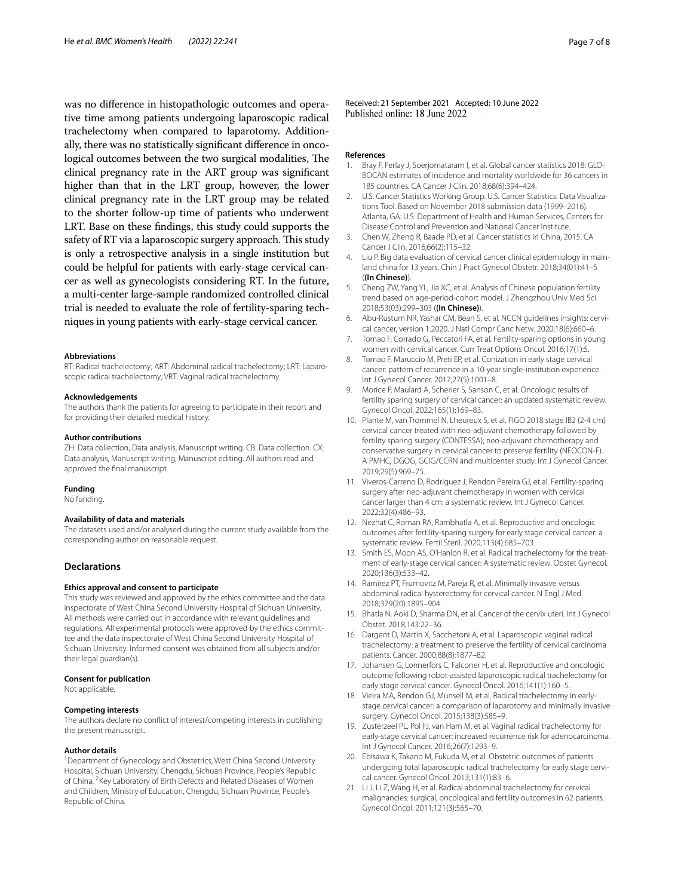was no difference in histopathologic outcomes and operative time among patients undergoing laparoscopic radical trachelectomy when compared to laparotomy. Additionally, there was no statistically significant difference in oncological outcomes between the two surgical modalities, The clinical pregnancy rate in the ART group was significant higher than that in the LRT group, however, the lower clinical pregnancy rate in the LRT group may be related to the shorter follow-up time of patients who underwent LRT. Base on these findings, this study could supports the safety of RT via a laparoscopic surgery approach. This study is only a retrospective analysis in a single institution but could be helpful for patients with early-stage cervical cancer as well as gynecologists considering RT. In the future, a multi-center large-sample randomized controlled clinical trial is needed to evaluate the role of fertility-sparing techniques in young patients with early-stage cervical cancer.

#### Abbreviations
RT: Radical trachelectomy; ART: Abdominal radical trachelectomy; LRT: Laparoscopic radical trachelectomy; VRT: Vaginal radical trachelectomy.

#### Acknowledgements
The authors thank the patients for agreeing to participate in their report and for providing their detailed medical history.

#### Author contributions
ZH: Data collection, Data analysis, Manuscript writing. CB: Data collection. CX: Data analysis, Manuscript writing, Manuscript editing. All authors read and approved the final manuscript.

#### Funding
No funding.

#### Availability of data and materials
The datasets used and/or analysed during the current study available from the corresponding author on reasonable request.

## Declarations

#### Ethics approval and consent to participate
This study was reviewed and approved by the ethics committee and the data inspectorate of West China Second University Hospital of Sichuan University. All methods were carried out in accordance with relevant guidelines and regulations. All experimental protocols were approved by the ethics committee and the data inspectorate of West China Second University Hospital of Sichuan University. Informed consent was obtained from all subjects and/or their legal guardian(s).

#### Consent for publication
Not applicable.

#### Competing interests
The authors declare no conflict of interest/competing interests in publishing the present manuscript.

#### Author details
[1]Department of Gynecology and Obstetrics, West China Second University Hospital, Sichuan University, Chengdu, Sichuan Province, People's Republic of China. [2]Key Laboratory of Birth Defects and Related Diseases of Women and Children, Ministry of Education, Chengdu, Sichuan Province, People's Republic of China.

Received: 21 September 2021 Accepted: 10 June 2022
Published online: 18 June 2022

#### References
1. Bray F, Ferlay J, Soerjomataram I, et al. Global cancer statistics 2018: GLOBOCAN estimates of incidence and mortality worldwide for 36 cancers in 185 countries. CA Cancer J Clin. 2018;68(6):394–424.
2. U.S. Cancer Statistics Working Group. U.S. Cancer Statistics: Data Visualizations Tool. Based on November 2018 submission data (1999–2016). Atlanta, GA: U.S. Department of Health and Human Services, Centers for Disease Control and Prevention and National Cancer Institute.
3. Chen W, Zheng R, Baade PD, et al. Cancer statistics in China, 2015. CA Cancer J Clin. 2016;66(2):115–32.
4. Liu P. Big data evaluation of cervical cancer clinical epidemiology in mainland china for 13 years. Chin J Pract Gynecol Obstetr. 2018;34(01):41–5 (**(In Chinese)**).
5. Cheng ZW, Yang YL, Jia XC, et al. Analysis of Chinese population fertility trend based on age-period-cohort model. J Zhengzhou Univ Med Sci. 2018;53(03):299–303 (**(In Chinese)**).
6. Abu-Rustum NR, Yashar CM, Bean S, et al. NCCN guidelines insights: cervical cancer, version 1.2020. J Natl Compr Canc Netw. 2020;18(6):660–6.
7. Tomao F, Corrado G, Peccatori FA, et al. Fertility-sparing options in young women with cervical cancer. Curr Treat Options Oncol. 2016;17(1):5.
8. Tomao F, Maruccio M, Preti EP, et al. Conization in early stage cervical cancer: pattern of recurrence in a 10-year single-institution experience. Int J Gynecol Cancer. 2017;27(5):1001–8.
9. Morice P, Maulard A, Scherier S, Sanson C, et al. Oncologic results of fertility sparing surgery of cervical cancer: an updated systematic review. Gynecol Oncol. 2022;165(1):169–83.
10. Plante M, van Trommel N, Lheureux S, et al. FIGO 2018 stage IB2 (2-4 cm) cervical cancer treated with neo-adjuvant chemotherapy followed by fertility sparing surgery (CONTESSA); neo-adjuvant chemotherapy and conservative surgery in cervical cancer to preserve fertility (NEOCON-F). A PMHC, DGOG, GCIG/CCRN and multicenter study. Int J Gynecol Cancer. 2019;29(5):969–75.
11. Viveros-Carreno D, Rodriguez J, Rendon Pereira GJ, et al. Fertility-sparing surgery after neo-adjuvant chemotherapy in women with cervical cancer larger than 4 cm: a systematic review. Int J Gynecol Cancer. 2022;32(4):486–93.
12. Nezhat C, Roman RA, Rambhatla A, et al. Reproductive and oncologic outcomes after fertility-sparing surgery for early stage cervical cancer: a systematic review. Fertil Steril. 2020;113(4):685–703.
13. Smith ES, Moon AS, O'Hanlon R, et al. Radical trachelectomy for the treatment of early-stage cervical cancer: A systematic review. Obstet Gynecol. 2020;136(3):533–42.
14. Ramirez PT, Frumovitz M, Pareja R, et al. Minimally invasive versus abdominal radical hysterectomy for cervical cancer. N Engl J Med. 2018;379(20):1895–904.
15. Bhatla N, Aoki D, Sharma DN, et al. Cancer of the cervix uteri. Int J Gynecol Obstet. 2018;143:22–36.
16. Dargent D, Martin X, Sacchetoni A, et al. Laparoscopic vaginal radical trachelectomy: a treatment to preserve the fertility of cervical carcinoma patients. Cancer. 2000;88(8):1877–82.
17. Johansen G, Lonnerfors C, Falconer H, et al. Reproductive and oncologic outcome following robot-assisted laparoscopic radical trachelectomy for early stage cervical cancer. Gynecol Oncol. 2016;141(1):160–5.
18. Vieira MA, Rendon GJ, Munsell M, et al. Radical trachelectomy in early-stage cervical cancer: a comparison of laparotomy and minimally invasive surgery. Gynecol Oncol. 2015;138(3):585–9.
19. Zusterzeel PL, Pol FJ, van Ham M, et al. Vaginal radical trachelectomy for early-stage cervical cancer: increased recurrence risk for adenocarcinoma. Int J Gynecol Cancer. 2016;26(7):1293–9.
20. Ebisawa K, Takano M, Fukuda M, et al. Obstetric outcomes of patients undergoing total laparoscopic radical trachelectomy for early stage cervical cancer. Gynecol Oncol. 2013;131(1):83–6.
21. Li J, Li Z, Wang H, et al. Radical abdominal trachelectomy for cervical malignancies: surgical, oncological and fertility outcomes in 62 patients. Gynecol Oncol. 2011;121(3):565–70.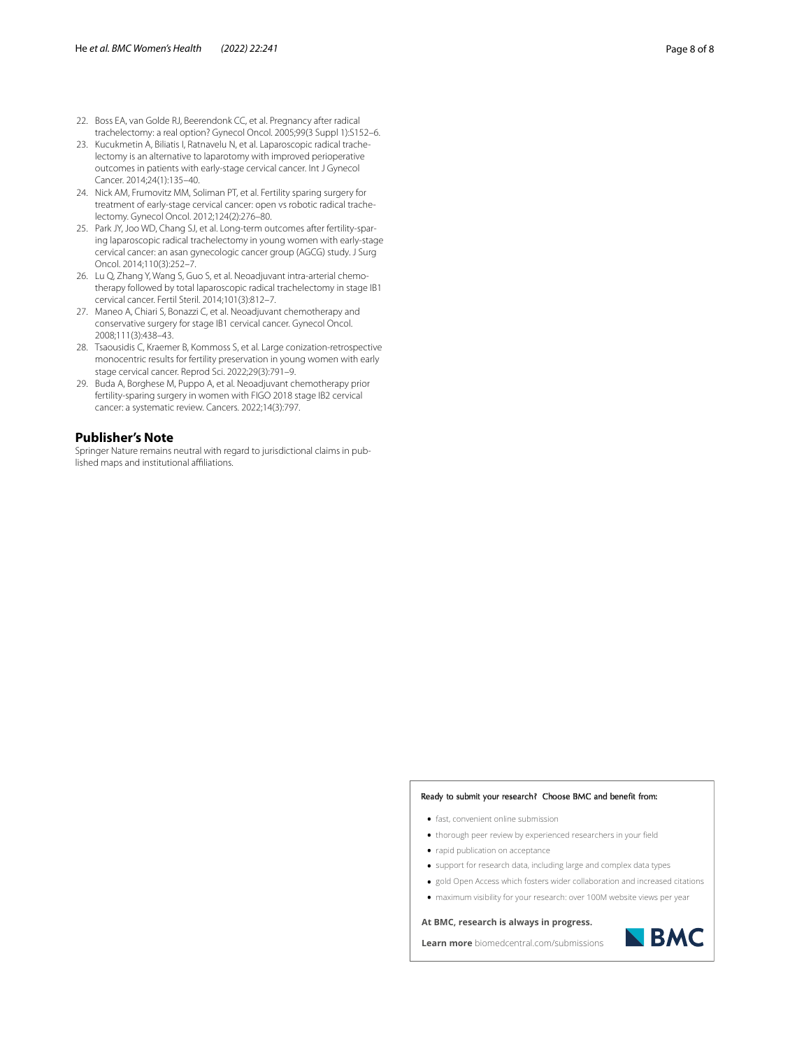22. Boss EA, van Golde RJ, Beerendonk CC, et al. Pregnancy after radical trachelectomy: a real option? Gynecol Oncol. 2005;99(3 Suppl 1):S152–6.
23. Kucukmetin A, Biliatis I, Ratnavelu N, et al. Laparoscopic radical trachelectomy is an alternative to laparotomy with improved perioperative outcomes in patients with early-stage cervical cancer. Int J Gynecol Cancer. 2014;24(1):135–40.
24. Nick AM, Frumovitz MM, Soliman PT, et al. Fertility sparing surgery for treatment of early-stage cervical cancer: open vs robotic radical trachelectomy. Gynecol Oncol. 2012;124(2):276–80.
25. Park JY, Joo WD, Chang SJ, et al. Long-term outcomes after fertility-sparing laparoscopic radical trachelectomy in young women with early-stage cervical cancer: an asan gynecologic cancer group (AGCG) study. J Surg Oncol. 2014;110(3):252–7.
26. Lu Q, Zhang Y, Wang S, Guo S, et al. Neoadjuvant intra-arterial chemotherapy followed by total laparoscopic radical trachelectomy in stage IB1 cervical cancer. Fertil Steril. 2014;101(3):812–7.
27. Maneo A, Chiari S, Bonazzi C, et al. Neoadjuvant chemotherapy and conservative surgery for stage IB1 cervical cancer. Gynecol Oncol. 2008;111(3):438–43.
28. Tsaousidis C, Kraemer B, Kommoss S, et al. Large conization-retrospective monocentric results for fertility preservation in young women with early stage cervical cancer. Reprod Sci. 2022;29(3):791–9.
29. Buda A, Borghese M, Puppo A, et al. Neoadjuvant chemotherapy prior fertility-sparing surgery in women with FIGO 2018 stage IB2 cervical cancer: a systematic review. Cancers. 2022;14(3):797.

## Publisher's Note

Springer Nature remains neutral with regard to jurisdictional claims in published maps and institutional affiliations.

Ready to submit your research? Choose BMC and benefit from:

- fast, convenient online submission
- thorough peer review by experienced researchers in your field
- rapid publication on acceptance
- support for research data, including large and complex data types
- gold Open Access which fosters wider collaboration and increased citations
- maximum visibility for your research: over 100M website views per year

**At BMC, research is always in progress.**

**Learn more** biomedcentral.com/submissions

BMC